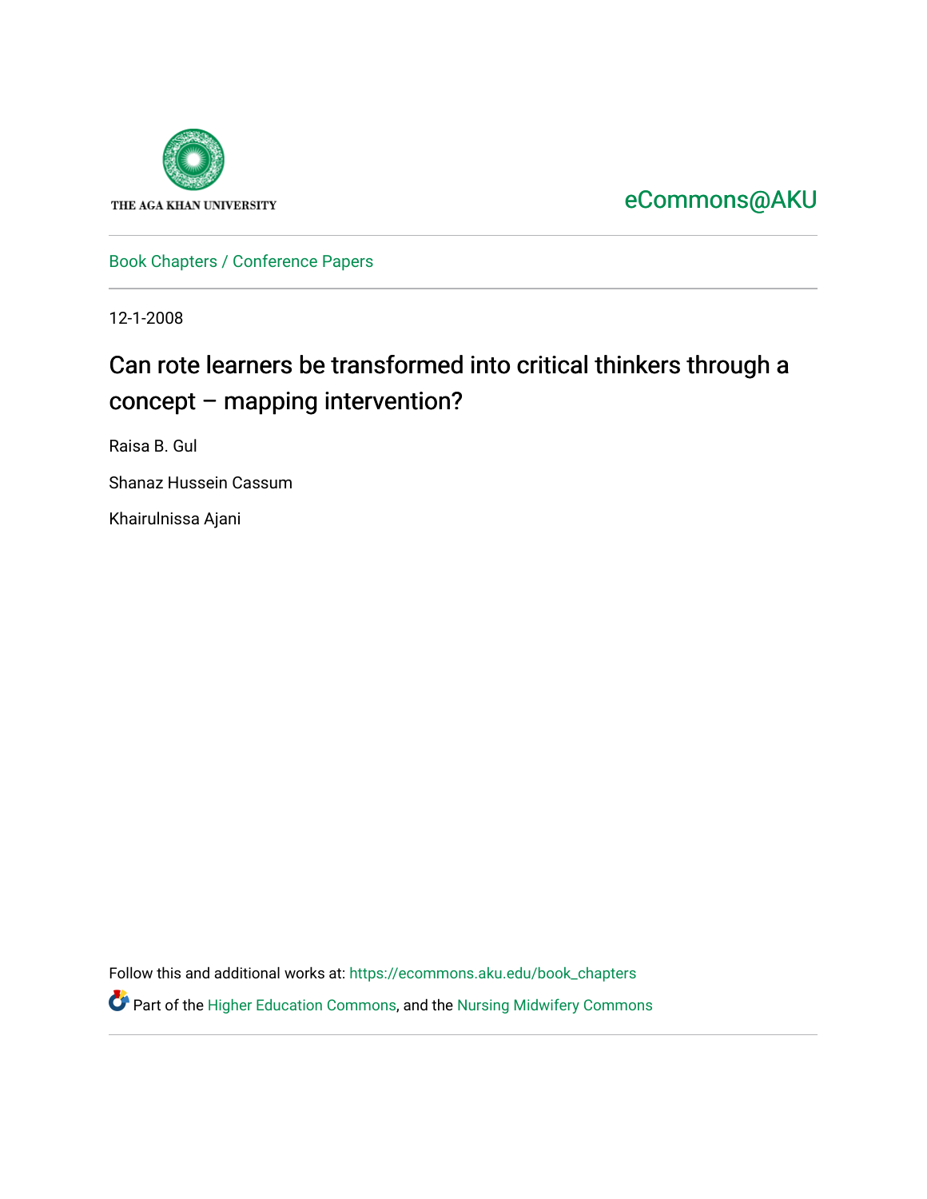THE AGA KHAN UNIVERSITY

eCommons@AKU

Book Chapters / Conference Papers

12-1-2008

# Can rote learners be transformed into critical thinkers through a concept – mapping intervention?

Raisa B. Gul

Shanaz Hussein Cassum

Khairulnissa Ajani

Follow this and additional works at: https://ecommons.aku.edu/book_chapters

Part of the Higher Education Commons, and the Nursing Midwifery Commons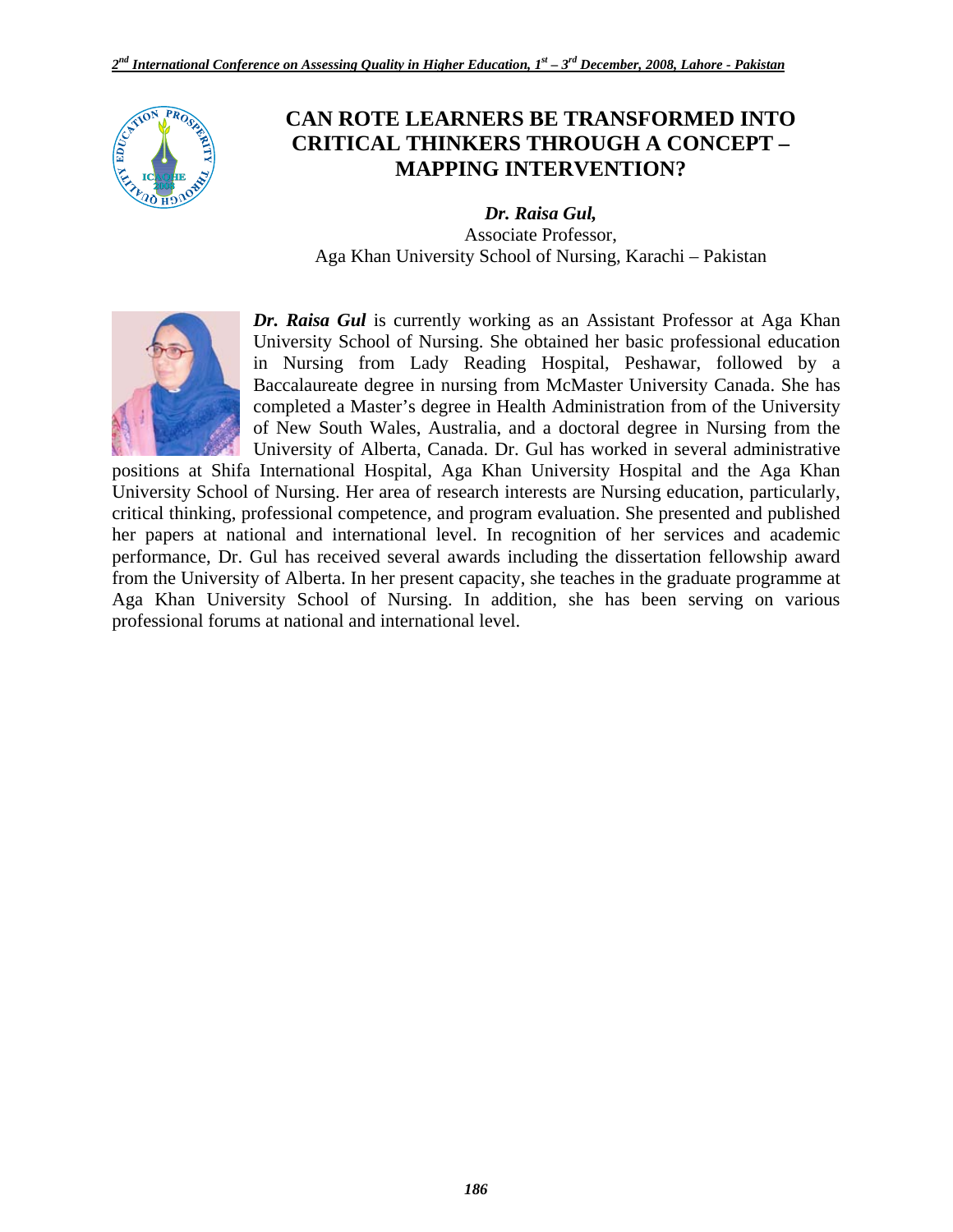# CAN ROTE LEARNERS BE TRANSFORMED INTO CRITICAL THINKERS THROUGH A CONCEPT – MAPPING INTERVENTION?

***Dr. Raisa Gul,***
Associate Professor,
Aga Khan University School of Nursing, Karachi – Pakistan

***Dr. Raisa Gul*** is currently working as an Assistant Professor at Aga Khan University School of Nursing. She obtained her basic professional education in Nursing from Lady Reading Hospital, Peshawar, followed by a Baccalaureate degree in nursing from McMaster University Canada. She has completed a Master's degree in Health Administration from of the University of New South Wales, Australia, and a doctoral degree in Nursing from the University of Alberta, Canada. Dr. Gul has worked in several administrative positions at Shifa International Hospital, Aga Khan University Hospital and the Aga Khan University School of Nursing. Her area of research interests are Nursing education, particularly, critical thinking, professional competence, and program evaluation. She presented and published her papers at national and international level. In recognition of her services and academic performance, Dr. Gul has received several awards including the dissertation fellowship award from the University of Alberta. In her present capacity, she teaches in the graduate programme at Aga Khan University School of Nursing. In addition, she has been serving on various professional forums at national and international level.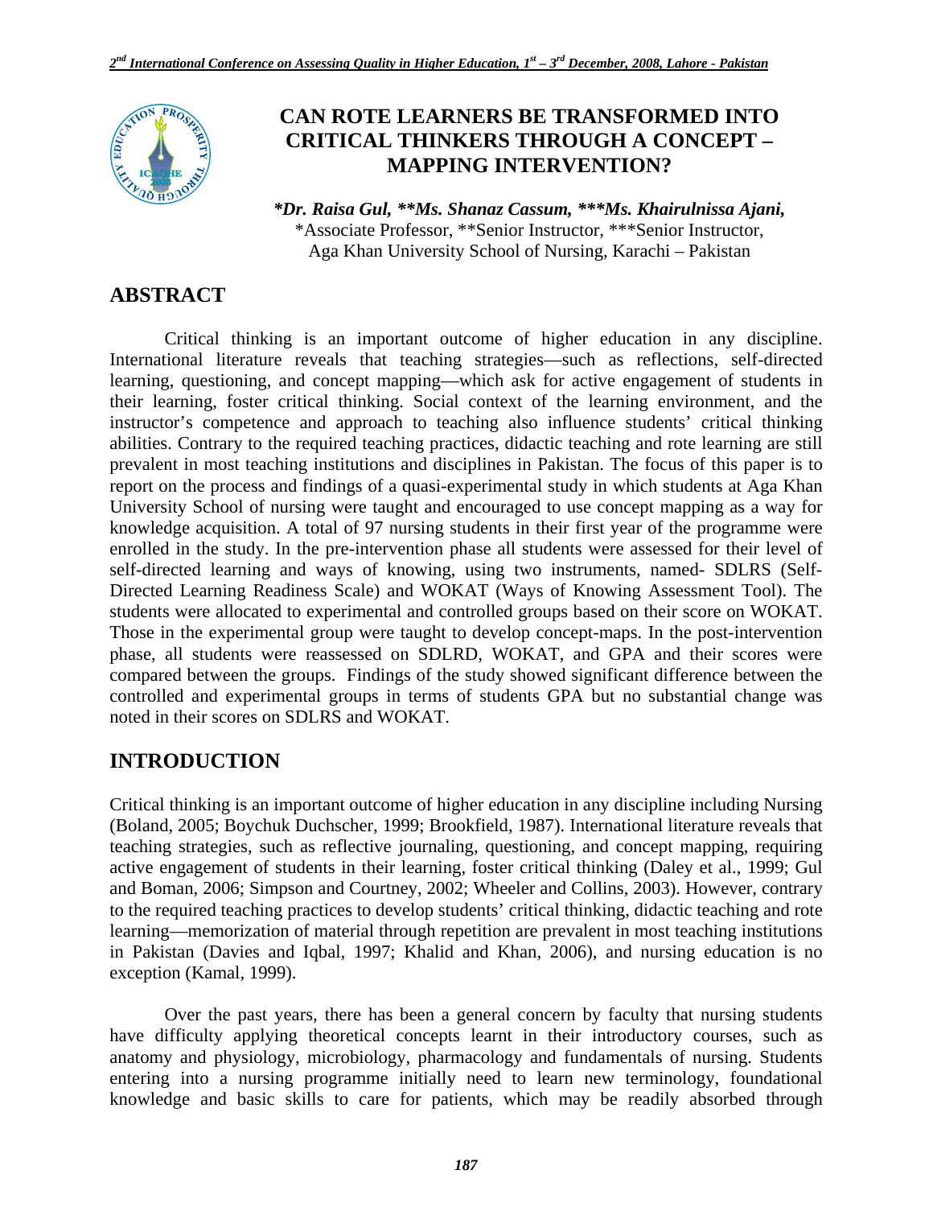# CAN ROTE LEARNERS BE TRANSFORMED INTO CRITICAL THINKERS THROUGH A CONCEPT – MAPPING INTERVENTION?

***Dr. Raisa Gul, **Ms. Shanaz Cassum, ***Ms. Khairulnissa Ajani,**
*Associate Professor, **Senior Instructor, ***Senior Instructor,
Aga Khan University School of Nursing, Karachi – Pakistan

## ABSTRACT

Critical thinking is an important outcome of higher education in any discipline. International literature reveals that teaching strategies—such as reflections, self-directed learning, questioning, and concept mapping—which ask for active engagement of students in their learning, foster critical thinking. Social context of the learning environment, and the instructor's competence and approach to teaching also influence students' critical thinking abilities. Contrary to the required teaching practices, didactic teaching and rote learning are still prevalent in most teaching institutions and disciplines in Pakistan. The focus of this paper is to report on the process and findings of a quasi-experimental study in which students at Aga Khan University School of nursing were taught and encouraged to use concept mapping as a way for knowledge acquisition. A total of 97 nursing students in their first year of the programme were enrolled in the study. In the pre-intervention phase all students were assessed for their level of self-directed learning and ways of knowing, using two instruments, named- SDLRS (Self-Directed Learning Readiness Scale) and WOKAT (Ways of Knowing Assessment Tool). The students were allocated to experimental and controlled groups based on their score on WOKAT. Those in the experimental group were taught to develop concept-maps. In the post-intervention phase, all students were reassessed on SDLRD, WOKAT, and GPA and their scores were compared between the groups. Findings of the study showed significant difference between the controlled and experimental groups in terms of students GPA but no substantial change was noted in their scores on SDLRS and WOKAT.

## INTRODUCTION

Critical thinking is an important outcome of higher education in any discipline including Nursing (Boland, 2005; Boychuk Duchscher, 1999; Brookfield, 1987). International literature reveals that teaching strategies, such as reflective journaling, questioning, and concept mapping, requiring active engagement of students in their learning, foster critical thinking (Daley et al., 1999; Gul and Boman, 2006; Simpson and Courtney, 2002; Wheeler and Collins, 2003). However, contrary to the required teaching practices to develop students' critical thinking, didactic teaching and rote learning—memorization of material through repetition are prevalent in most teaching institutions in Pakistan (Davies and Iqbal, 1997; Khalid and Khan, 2006), and nursing education is no exception (Kamal, 1999).

Over the past years, there has been a general concern by faculty that nursing students have difficulty applying theoretical concepts learnt in their introductory courses, such as anatomy and physiology, microbiology, pharmacology and fundamentals of nursing. Students entering into a nursing programme initially need to learn new terminology, foundational knowledge and basic skills to care for patients, which may be readily absorbed through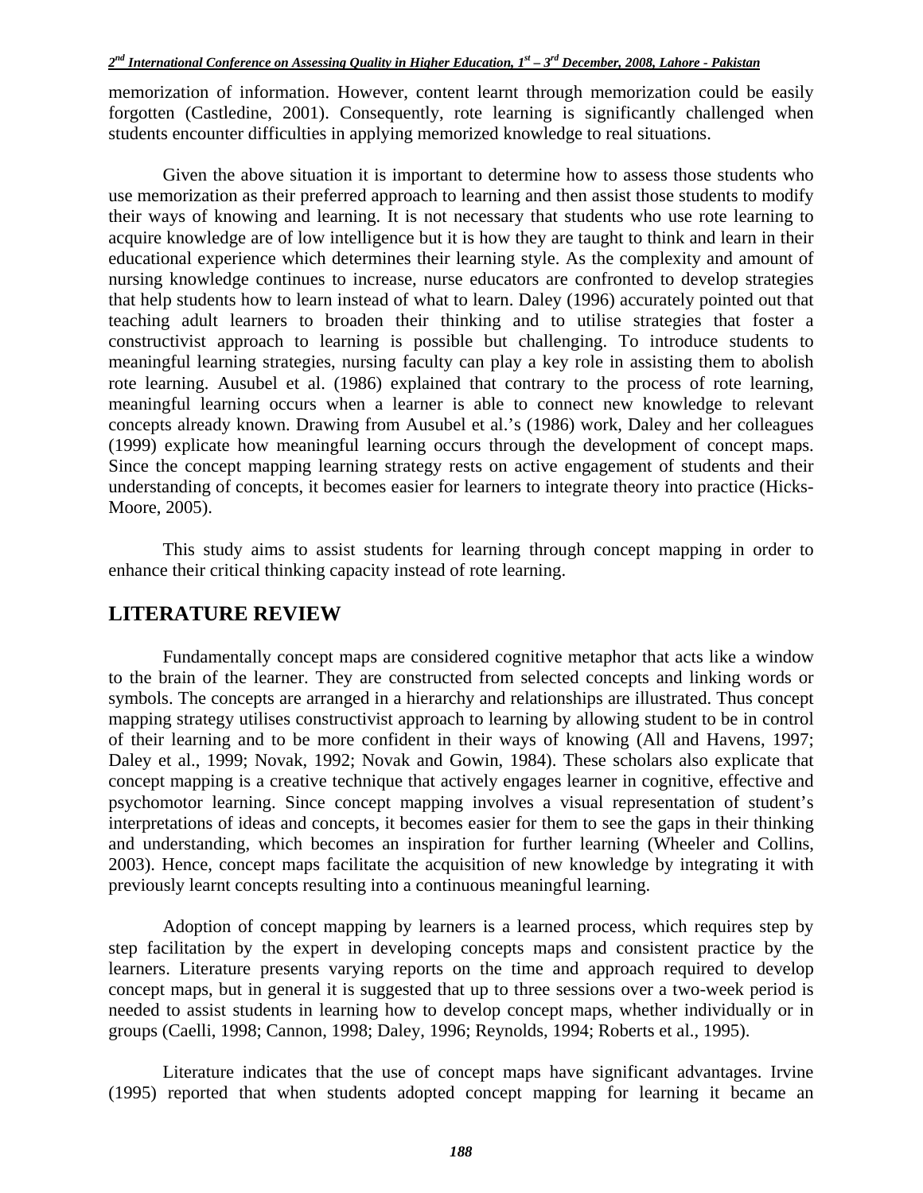memorization of information. However, content learnt through memorization could be easily forgotten (Castledine, 2001). Consequently, rote learning is significantly challenged when students encounter difficulties in applying memorized knowledge to real situations.

Given the above situation it is important to determine how to assess those students who use memorization as their preferred approach to learning and then assist those students to modify their ways of knowing and learning. It is not necessary that students who use rote learning to acquire knowledge are of low intelligence but it is how they are taught to think and learn in their educational experience which determines their learning style. As the complexity and amount of nursing knowledge continues to increase, nurse educators are confronted to develop strategies that help students how to learn instead of what to learn. Daley (1996) accurately pointed out that teaching adult learners to broaden their thinking and to utilise strategies that foster a constructivist approach to learning is possible but challenging. To introduce students to meaningful learning strategies, nursing faculty can play a key role in assisting them to abolish rote learning. Ausubel et al. (1986) explained that contrary to the process of rote learning, meaningful learning occurs when a learner is able to connect new knowledge to relevant concepts already known. Drawing from Ausubel et al.'s (1986) work, Daley and her colleagues (1999) explicate how meaningful learning occurs through the development of concept maps. Since the concept mapping learning strategy rests on active engagement of students and their understanding of concepts, it becomes easier for learners to integrate theory into practice (Hicks-Moore, 2005).

This study aims to assist students for learning through concept mapping in order to enhance their critical thinking capacity instead of rote learning.

## LITERATURE REVIEW

Fundamentally concept maps are considered cognitive metaphor that acts like a window to the brain of the learner. They are constructed from selected concepts and linking words or symbols. The concepts are arranged in a hierarchy and relationships are illustrated. Thus concept mapping strategy utilises constructivist approach to learning by allowing student to be in control of their learning and to be more confident in their ways of knowing (All and Havens, 1997; Daley et al., 1999; Novak, 1992; Novak and Gowin, 1984). These scholars also explicate that concept mapping is a creative technique that actively engages learner in cognitive, effective and psychomotor learning. Since concept mapping involves a visual representation of student's interpretations of ideas and concepts, it becomes easier for them to see the gaps in their thinking and understanding, which becomes an inspiration for further learning (Wheeler and Collins, 2003). Hence, concept maps facilitate the acquisition of new knowledge by integrating it with previously learnt concepts resulting into a continuous meaningful learning.

Adoption of concept mapping by learners is a learned process, which requires step by step facilitation by the expert in developing concepts maps and consistent practice by the learners. Literature presents varying reports on the time and approach required to develop concept maps, but in general it is suggested that up to three sessions over a two-week period is needed to assist students in learning how to develop concept maps, whether individually or in groups (Caelli, 1998; Cannon, 1998; Daley, 1996; Reynolds, 1994; Roberts et al., 1995).

Literature indicates that the use of concept maps have significant advantages. Irvine (1995) reported that when students adopted concept mapping for learning it became an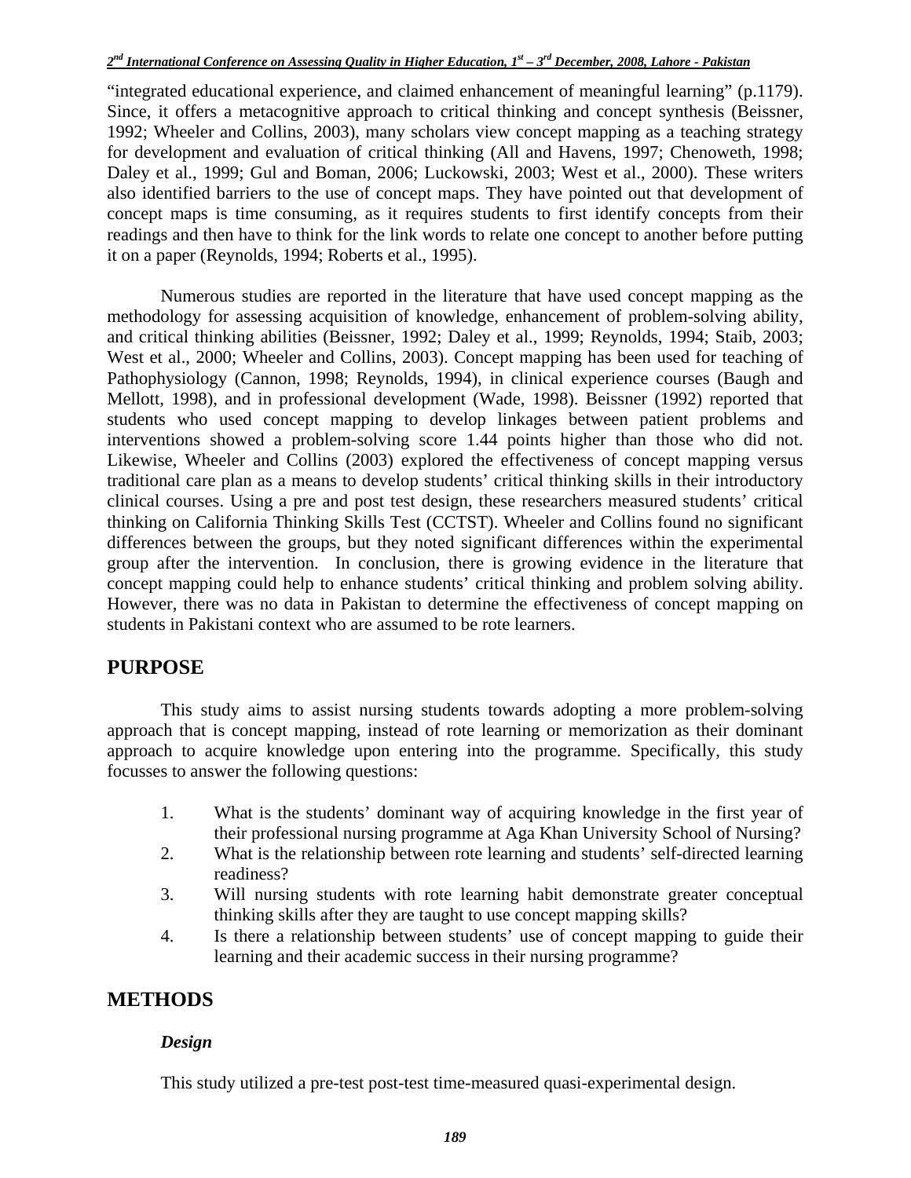"integrated educational experience, and claimed enhancement of meaningful learning" (p.1179). Since, it offers a metacognitive approach to critical thinking and concept synthesis (Beissner, 1992; Wheeler and Collins, 2003), many scholars view concept mapping as a teaching strategy for development and evaluation of critical thinking (All and Havens, 1997; Chenoweth, 1998; Daley et al., 1999; Gul and Boman, 2006; Luckowski, 2003; West et al., 2000). These writers also identified barriers to the use of concept maps. They have pointed out that development of concept maps is time consuming, as it requires students to first identify concepts from their readings and then have to think for the link words to relate one concept to another before putting it on a paper (Reynolds, 1994; Roberts et al., 1995).

Numerous studies are reported in the literature that have used concept mapping as the methodology for assessing acquisition of knowledge, enhancement of problem-solving ability, and critical thinking abilities (Beissner, 1992; Daley et al., 1999; Reynolds, 1994; Staib, 2003; West et al., 2000; Wheeler and Collins, 2003). Concept mapping has been used for teaching of Pathophysiology (Cannon, 1998; Reynolds, 1994), in clinical experience courses (Baugh and Mellott, 1998), and in professional development (Wade, 1998). Beissner (1992) reported that students who used concept mapping to develop linkages between patient problems and interventions showed a problem-solving score 1.44 points higher than those who did not. Likewise, Wheeler and Collins (2003) explored the effectiveness of concept mapping versus traditional care plan as a means to develop students' critical thinking skills in their introductory clinical courses. Using a pre and post test design, these researchers measured students' critical thinking on California Thinking Skills Test (CCTST). Wheeler and Collins found no significant differences between the groups, but they noted significant differences within the experimental group after the intervention. In conclusion, there is growing evidence in the literature that concept mapping could help to enhance students' critical thinking and problem solving ability. However, there was no data in Pakistan to determine the effectiveness of concept mapping on students in Pakistani context who are assumed to be rote learners.

## PURPOSE

This study aims to assist nursing students towards adopting a more problem-solving approach that is concept mapping, instead of rote learning or memorization as their dominant approach to acquire knowledge upon entering into the programme. Specifically, this study focusses to answer the following questions:

1. What is the students' dominant way of acquiring knowledge in the first year of their professional nursing programme at Aga Khan University School of Nursing?
2. What is the relationship between rote learning and students' self-directed learning readiness?
3. Will nursing students with rote learning habit demonstrate greater conceptual thinking skills after they are taught to use concept mapping skills?
4. Is there a relationship between students' use of concept mapping to guide their learning and their academic success in their nursing programme?

## METHODS

### *Design*

This study utilized a pre-test post-test time-measured quasi-experimental design.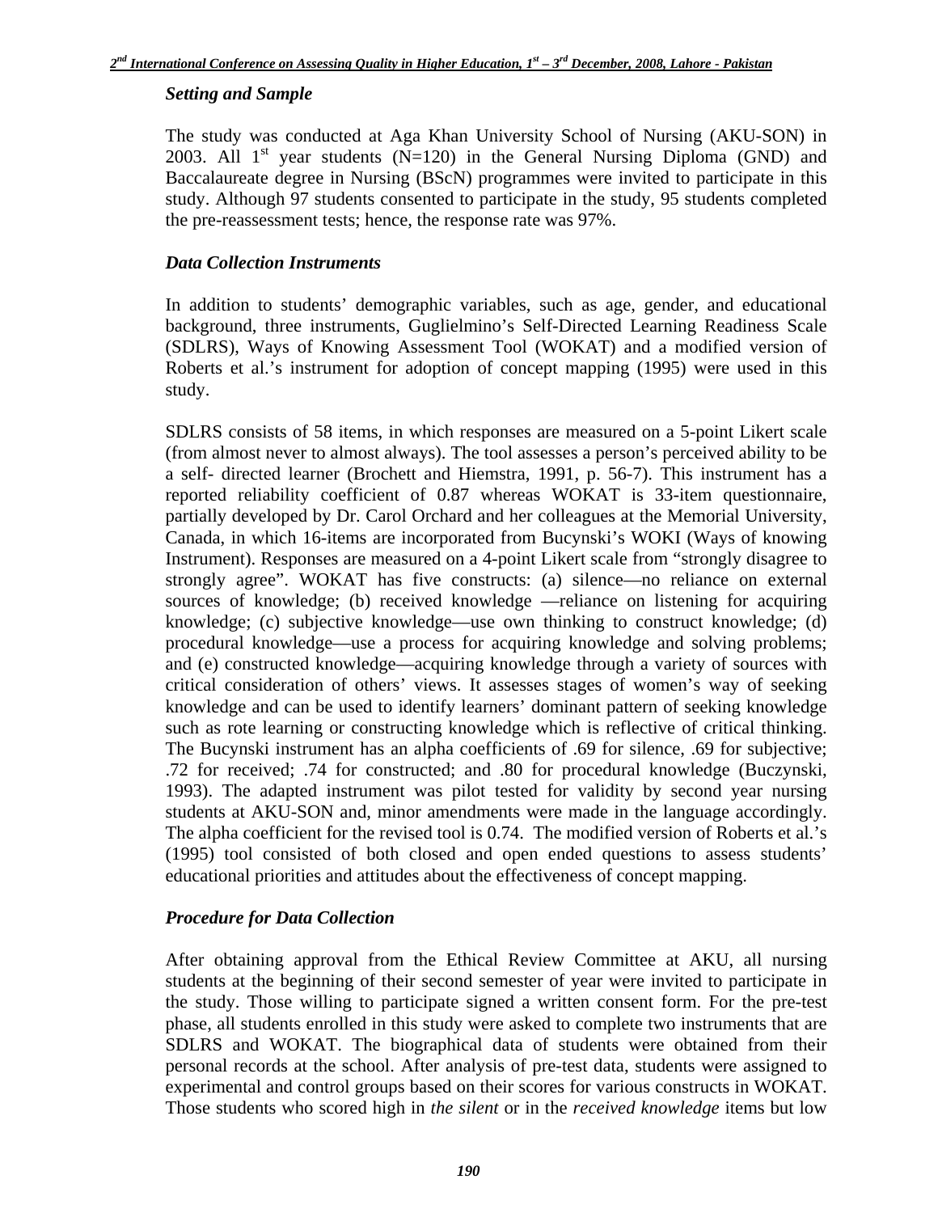### *Setting and Sample*

The study was conducted at Aga Khan University School of Nursing (AKU-SON) in 2003. All 1st year students (N=120) in the General Nursing Diploma (GND) and Baccalaureate degree in Nursing (BScN) programmes were invited to participate in this study. Although 97 students consented to participate in the study, 95 students completed the pre-reassessment tests; hence, the response rate was 97%.

### *Data Collection Instruments*

In addition to students' demographic variables, such as age, gender, and educational background, three instruments, Guglielmino's Self-Directed Learning Readiness Scale (SDLRS), Ways of Knowing Assessment Tool (WOKAT) and a modified version of Roberts et al.'s instrument for adoption of concept mapping (1995) were used in this study.

SDLRS consists of 58 items, in which responses are measured on a 5-point Likert scale (from almost never to almost always). The tool assesses a person's perceived ability to be a self- directed learner (Brochett and Hiemstra, 1991, p. 56-7). This instrument has a reported reliability coefficient of 0.87 whereas WOKAT is 33-item questionnaire, partially developed by Dr. Carol Orchard and her colleagues at the Memorial University, Canada, in which 16-items are incorporated from Bucynski's WOKI (Ways of knowing Instrument). Responses are measured on a 4-point Likert scale from "strongly disagree to strongly agree". WOKAT has five constructs: (a) silence—no reliance on external sources of knowledge; (b) received knowledge —reliance on listening for acquiring knowledge; (c) subjective knowledge—use own thinking to construct knowledge; (d) procedural knowledge—use a process for acquiring knowledge and solving problems; and (e) constructed knowledge—acquiring knowledge through a variety of sources with critical consideration of others' views. It assesses stages of women's way of seeking knowledge and can be used to identify learners' dominant pattern of seeking knowledge such as rote learning or constructing knowledge which is reflective of critical thinking. The Bucynski instrument has an alpha coefficients of .69 for silence, .69 for subjective; .72 for received; .74 for constructed; and .80 for procedural knowledge (Buczynski, 1993). The adapted instrument was pilot tested for validity by second year nursing students at AKU-SON and, minor amendments were made in the language accordingly. The alpha coefficient for the revised tool is 0.74. The modified version of Roberts et al.'s (1995) tool consisted of both closed and open ended questions to assess students' educational priorities and attitudes about the effectiveness of concept mapping.

### *Procedure for Data Collection*

After obtaining approval from the Ethical Review Committee at AKU, all nursing students at the beginning of their second semester of year were invited to participate in the study. Those willing to participate signed a written consent form. For the pre-test phase, all students enrolled in this study were asked to complete two instruments that are SDLRS and WOKAT. The biographical data of students were obtained from their personal records at the school. After analysis of pre-test data, students were assigned to experimental and control groups based on their scores for various constructs in WOKAT. Those students who scored high in *the silent* or in the *received knowledge* items but low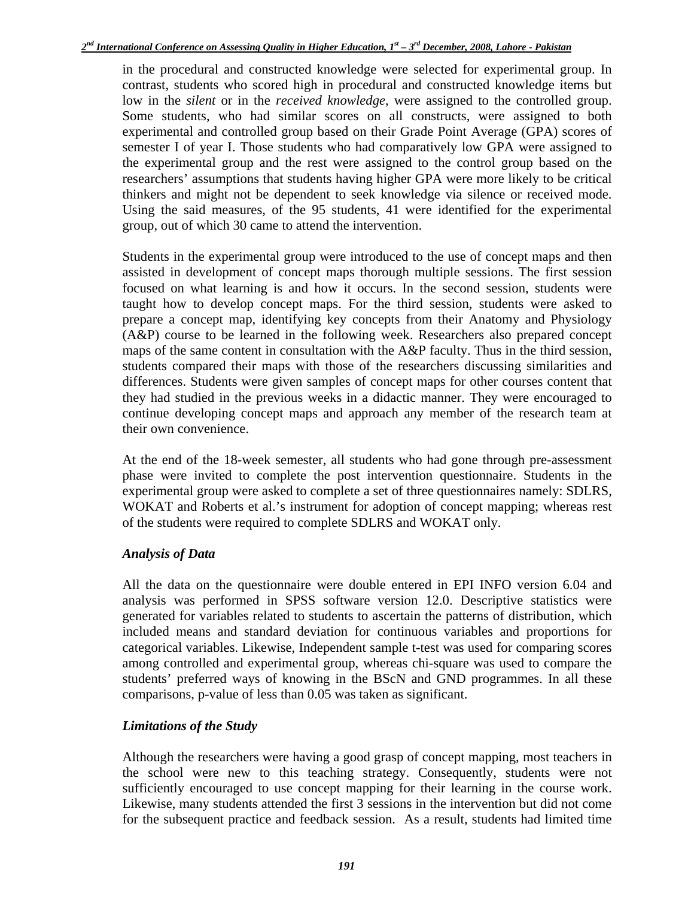in the procedural and constructed knowledge were selected for experimental group. In contrast, students who scored high in procedural and constructed knowledge items but low in the *silent* or in the *received knowledge*, were assigned to the controlled group. Some students, who had similar scores on all constructs, were assigned to both experimental and controlled group based on their Grade Point Average (GPA) scores of semester I of year I. Those students who had comparatively low GPA were assigned to the experimental group and the rest were assigned to the control group based on the researchers' assumptions that students having higher GPA were more likely to be critical thinkers and might not be dependent to seek knowledge via silence or received mode. Using the said measures, of the 95 students, 41 were identified for the experimental group, out of which 30 came to attend the intervention.

Students in the experimental group were introduced to the use of concept maps and then assisted in development of concept maps thorough multiple sessions. The first session focused on what learning is and how it occurs. In the second session, students were taught how to develop concept maps. For the third session, students were asked to prepare a concept map, identifying key concepts from their Anatomy and Physiology (A&P) course to be learned in the following week. Researchers also prepared concept maps of the same content in consultation with the A&P faculty. Thus in the third session, students compared their maps with those of the researchers discussing similarities and differences. Students were given samples of concept maps for other courses content that they had studied in the previous weeks in a didactic manner. They were encouraged to continue developing concept maps and approach any member of the research team at their own convenience.

At the end of the 18-week semester, all students who had gone through pre-assessment phase were invited to complete the post intervention questionnaire. Students in the experimental group were asked to complete a set of three questionnaires namely: SDLRS, WOKAT and Roberts et al.'s instrument for adoption of concept mapping; whereas rest of the students were required to complete SDLRS and WOKAT only.

### *Analysis of Data*

All the data on the questionnaire were double entered in EPI INFO version 6.04 and analysis was performed in SPSS software version 12.0. Descriptive statistics were generated for variables related to students to ascertain the patterns of distribution, which included means and standard deviation for continuous variables and proportions for categorical variables. Likewise, Independent sample t-test was used for comparing scores among controlled and experimental group, whereas chi-square was used to compare the students' preferred ways of knowing in the BScN and GND programmes. In all these comparisons, p-value of less than 0.05 was taken as significant.

### *Limitations of the Study*

Although the researchers were having a good grasp of concept mapping, most teachers in the school were new to this teaching strategy. Consequently, students were not sufficiently encouraged to use concept mapping for their learning in the course work. Likewise, many students attended the first 3 sessions in the intervention but did not come for the subsequent practice and feedback session. As a result, students had limited time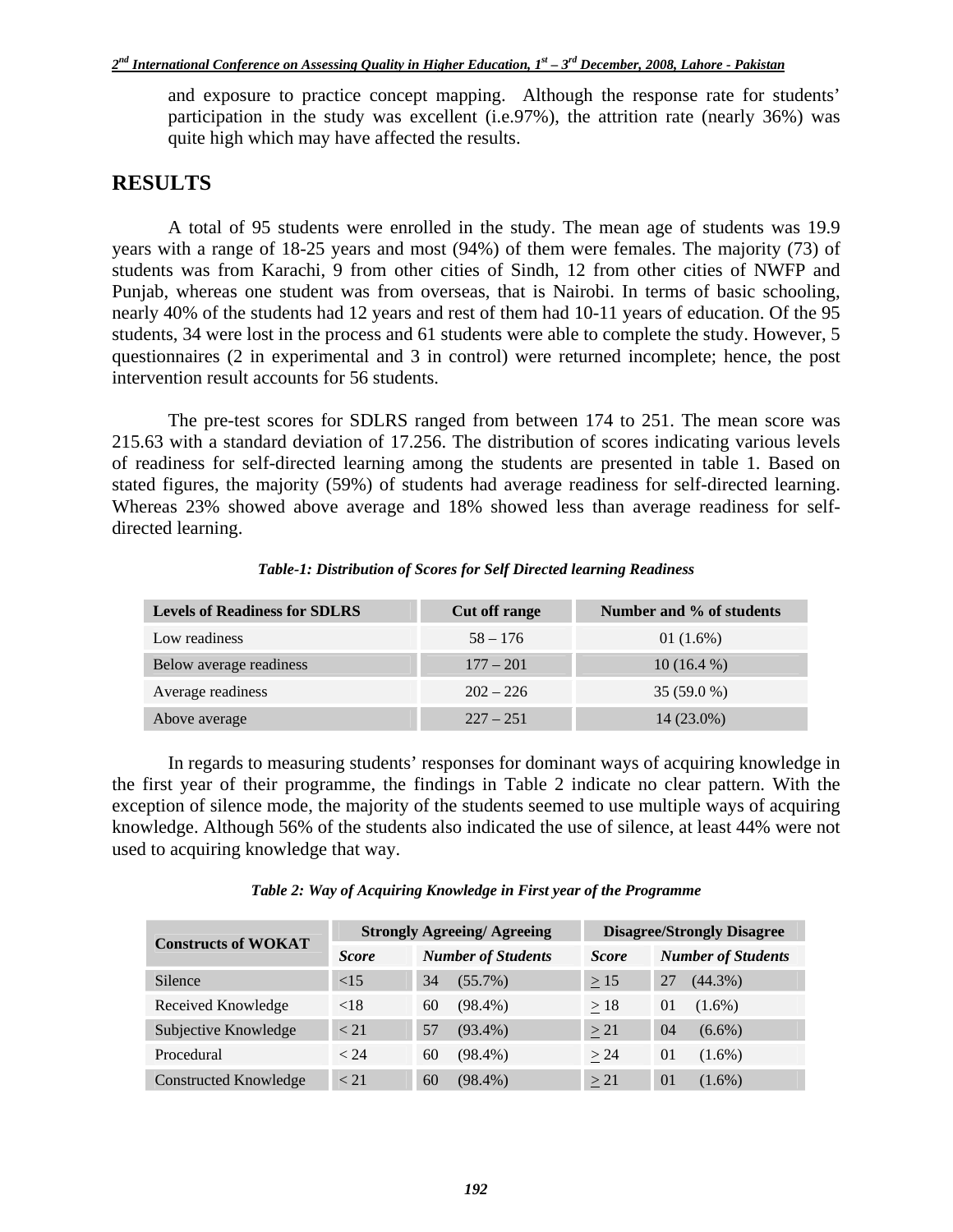and exposure to practice concept mapping. Although the response rate for students' participation in the study was excellent (i.e.97%), the attrition rate (nearly 36%) was quite high which may have affected the results.

## RESULTS

A total of 95 students were enrolled in the study. The mean age of students was 19.9 years with a range of 18-25 years and most (94%) of them were females. The majority (73) of students was from Karachi, 9 from other cities of Sindh, 12 from other cities of NWFP and Punjab, whereas one student was from overseas, that is Nairobi. In terms of basic schooling, nearly 40% of the students had 12 years and rest of them had 10-11 years of education. Of the 95 students, 34 were lost in the process and 61 students were able to complete the study. However, 5 questionnaires (2 in experimental and 3 in control) were returned incomplete; hence, the post intervention result accounts for 56 students.

The pre-test scores for SDLRS ranged from between 174 to 251. The mean score was 215.63 with a standard deviation of 17.256. The distribution of scores indicating various levels of readiness for self-directed learning among the students are presented in table 1. Based on stated figures, the majority (59%) of students had average readiness for self-directed learning. Whereas 23% showed above average and 18% showed less than average readiness for self-directed learning.

***Table-1: Distribution of Scores for Self Directed learning Readiness***

| Levels of Readiness for SDLRS | Cut off range | Number and % of students |
|---|---|---|
| Low readiness | 58 – 176 | 01 (1.6%) |
| Below average readiness | 177 – 201 | 10 (16.4 %) |
| Average readiness | 202 – 226 | 35 (59.0 %) |
| Above average | 227 – 251 | 14 (23.0%) |

In regards to measuring students' responses for dominant ways of acquiring knowledge in the first year of their programme, the findings in Table 2 indicate no clear pattern. With the exception of silence mode, the majority of the students seemed to use multiple ways of acquiring knowledge. Although 56% of the students also indicated the use of silence, at least 44% were not used to acquiring knowledge that way.

***Table 2: Way of Acquiring Knowledge in First year of the Programme***

| Constructs of WOKAT | Strongly Agreeing/ Agreeing | | Disagree/Strongly Disagree | |
|---|---|---|---|---|
| | *Score* | *Number of Students* | *Score* | *Number of Students* |
| Silence | <15 | 34 (55.7%) | ≥ 15 | 27 (44.3%) |
| Received Knowledge | <18 | 60 (98.4%) | ≥ 18 | 01 (1.6%) |
| Subjective Knowledge | < 21 | 57 (93.4%) | ≥ 21 | 04 (6.6%) |
| Procedural | < 24 | 60 (98.4%) | ≥ 24 | 01 (1.6%) |
| Constructed Knowledge | < 21 | 60 (98.4%) | ≥ 21 | 01 (1.6%) |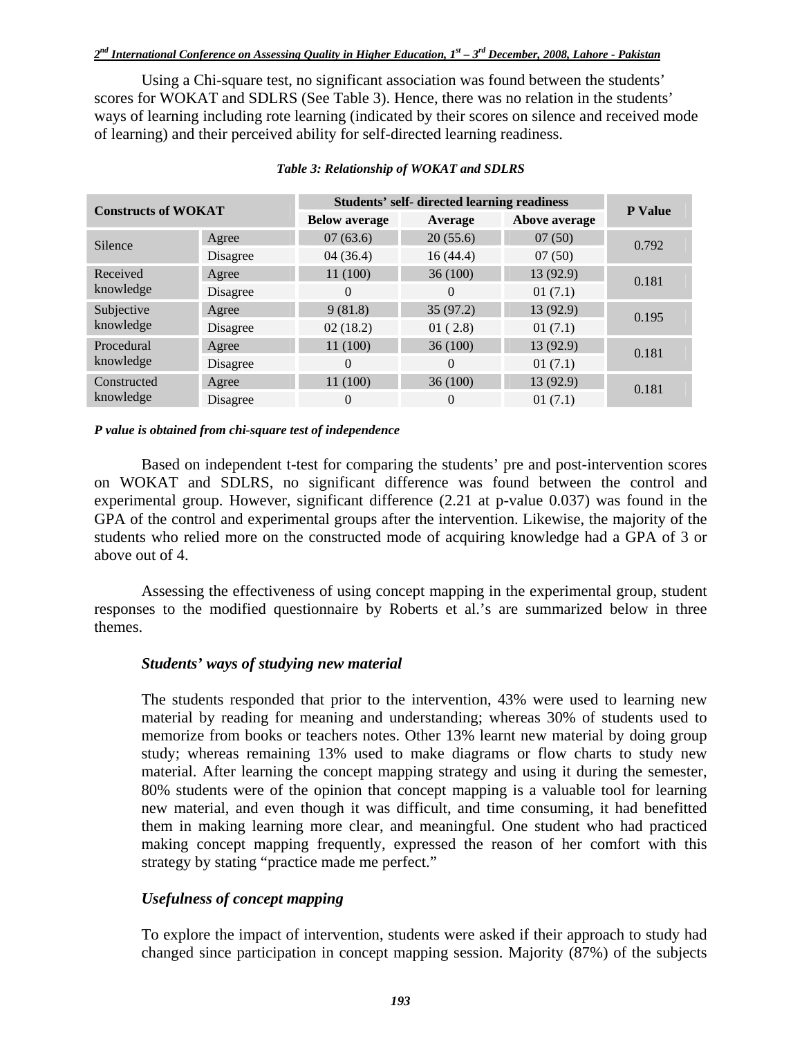Using a Chi-square test, no significant association was found between the students' scores for WOKAT and SDLRS (See Table 3). Hence, there was no relation in the students' ways of learning including rote learning (indicated by their scores on silence and received mode of learning) and their perceived ability for self-directed learning readiness.

*Table 3: Relationship of WOKAT and SDLRS*

| Constructs of WOKAT | | Students' self- directed learning readiness | | | P Value |
|---|---|---|---|---|---|
| | | Below average | Average | Above average | |
| Silence | Agree | 07 (63.6) | 20 (55.6) | 07 (50) | 0.792 |
| | Disagree | 04 (36.4) | 16 (44.4) | 07 (50) | |
| Received knowledge | Agree | 11 (100) | 36 (100) | 13 (92.9) | 0.181 |
| | Disagree | 0 | 0 | 01 (7.1) | |
| Subjective knowledge | Agree | 9 (81.8) | 35 (97.2) | 13 (92.9) | 0.195 |
| | Disagree | 02 (18.2) | 01 ( 2.8) | 01 (7.1) | |
| Procedural knowledge | Agree | 11 (100) | 36 (100) | 13 (92.9) | 0.181 |
| | Disagree | 0 | 0 | 01 (7.1) | |
| Constructed knowledge | Agree | 11 (100) | 36 (100) | 13 (92.9) | 0.181 |
| | Disagree | 0 | 0 | 01 (7.1) | |

***P value is obtained from chi-square test of independence***

Based on independent t-test for comparing the students' pre and post-intervention scores on WOKAT and SDLRS, no significant difference was found between the control and experimental group. However, significant difference (2.21 at p-value 0.037) was found in the GPA of the control and experimental groups after the intervention. Likewise, the majority of the students who relied more on the constructed mode of acquiring knowledge had a GPA of 3 or above out of 4.

Assessing the effectiveness of using concept mapping in the experimental group, student responses to the modified questionnaire by Roberts et al.'s are summarized below in three themes.

### *Students' ways of studying new material*

The students responded that prior to the intervention, 43% were used to learning new material by reading for meaning and understanding; whereas 30% of students used to memorize from books or teachers notes. Other 13% learnt new material by doing group study; whereas remaining 13% used to make diagrams or flow charts to study new material. After learning the concept mapping strategy and using it during the semester, 80% students were of the opinion that concept mapping is a valuable tool for learning new material, and even though it was difficult, and time consuming, it had benefitted them in making learning more clear, and meaningful. One student who had practiced making concept mapping frequently, expressed the reason of her comfort with this strategy by stating "practice made me perfect."

### *Usefulness of concept mapping*

To explore the impact of intervention, students were asked if their approach to study had changed since participation in concept mapping session. Majority (87%) of the subjects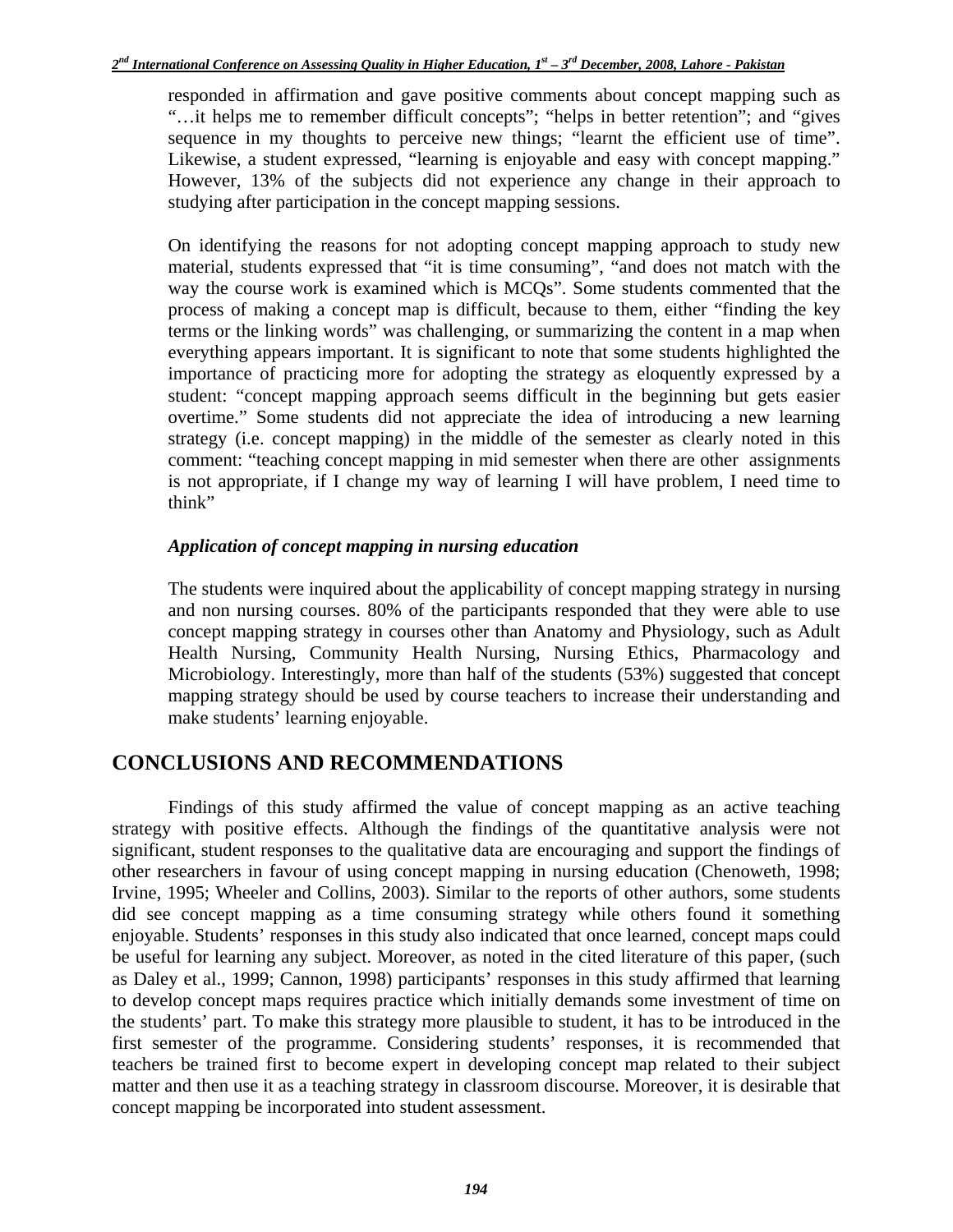responded in affirmation and gave positive comments about concept mapping such as "…it helps me to remember difficult concepts"; "helps in better retention"; and "gives sequence in my thoughts to perceive new things; "learnt the efficient use of time". Likewise, a student expressed, "learning is enjoyable and easy with concept mapping." However, 13% of the subjects did not experience any change in their approach to studying after participation in the concept mapping sessions.

On identifying the reasons for not adopting concept mapping approach to study new material, students expressed that "it is time consuming", "and does not match with the way the course work is examined which is MCQs". Some students commented that the process of making a concept map is difficult, because to them, either "finding the key terms or the linking words" was challenging, or summarizing the content in a map when everything appears important. It is significant to note that some students highlighted the importance of practicing more for adopting the strategy as eloquently expressed by a student: "concept mapping approach seems difficult in the beginning but gets easier overtime." Some students did not appreciate the idea of introducing a new learning strategy (i.e. concept mapping) in the middle of the semester as clearly noted in this comment: "teaching concept mapping in mid semester when there are other assignments is not appropriate, if I change my way of learning I will have problem, I need time to think"

### *Application of concept mapping in nursing education*

The students were inquired about the applicability of concept mapping strategy in nursing and non nursing courses. 80% of the participants responded that they were able to use concept mapping strategy in courses other than Anatomy and Physiology, such as Adult Health Nursing, Community Health Nursing, Nursing Ethics, Pharmacology and Microbiology. Interestingly, more than half of the students (53%) suggested that concept mapping strategy should be used by course teachers to increase their understanding and make students' learning enjoyable.

## CONCLUSIONS AND RECOMMENDATIONS

Findings of this study affirmed the value of concept mapping as an active teaching strategy with positive effects. Although the findings of the quantitative analysis were not significant, student responses to the qualitative data are encouraging and support the findings of other researchers in favour of using concept mapping in nursing education (Chenoweth, 1998; Irvine, 1995; Wheeler and Collins, 2003). Similar to the reports of other authors, some students did see concept mapping as a time consuming strategy while others found it something enjoyable. Students' responses in this study also indicated that once learned, concept maps could be useful for learning any subject. Moreover, as noted in the cited literature of this paper, (such as Daley et al., 1999; Cannon, 1998) participants' responses in this study affirmed that learning to develop concept maps requires practice which initially demands some investment of time on the students' part. To make this strategy more plausible to student, it has to be introduced in the first semester of the programme. Considering students' responses, it is recommended that teachers be trained first to become expert in developing concept map related to their subject matter and then use it as a teaching strategy in classroom discourse. Moreover, it is desirable that concept mapping be incorporated into student assessment.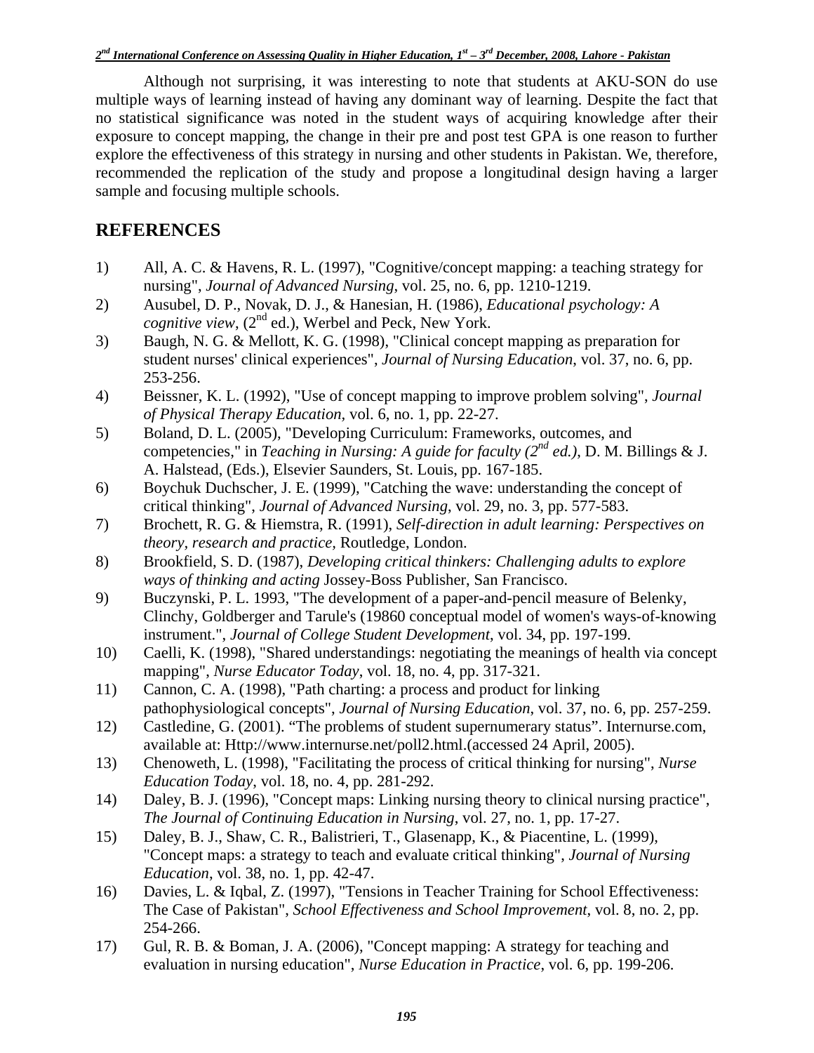Although not surprising, it was interesting to note that students at AKU-SON do use multiple ways of learning instead of having any dominant way of learning. Despite the fact that no statistical significance was noted in the student ways of acquiring knowledge after their exposure to concept mapping, the change in their pre and post test GPA is one reason to further explore the effectiveness of this strategy in nursing and other students in Pakistan. We, therefore, recommended the replication of the study and propose a longitudinal design having a larger sample and focusing multiple schools.

## REFERENCES

1) All, A. C. & Havens, R. L. (1997), "Cognitive/concept mapping: a teaching strategy for nursing", *Journal of Advanced Nursing*, vol. 25, no. 6, pp. 1210-1219.
2) Ausubel, D. P., Novak, D. J., & Hanesian, H. (1986), *Educational psychology: A cognitive view*, (2nd ed.), Werbel and Peck, New York.
3) Baugh, N. G. & Mellott, K. G. (1998), "Clinical concept mapping as preparation for student nurses' clinical experiences", *Journal of Nursing Education*, vol. 37, no. 6, pp. 253-256.
4) Beissner, K. L. (1992), "Use of concept mapping to improve problem solving", *Journal of Physical Therapy Education*, vol. 6, no. 1, pp. 22-27.
5) Boland, D. L. (2005), "Developing Curriculum: Frameworks, outcomes, and competencies," in *Teaching in Nursing: A guide for faculty (2nd ed.)*, D. M. Billings & J. A. Halstead, (Eds.), Elsevier Saunders, St. Louis, pp. 167-185.
6) Boychuk Duchscher, J. E. (1999), "Catching the wave: understanding the concept of critical thinking", *Journal of Advanced Nursing*, vol. 29, no. 3, pp. 577-583.
7) Brochett, R. G. & Hiemstra, R. (1991), *Self-direction in adult learning: Perspectives on theory, research and practice*, Routledge, London.
8) Brookfield, S. D. (1987), *Developing critical thinkers: Challenging adults to explore ways of thinking and acting* Jossey-Boss Publisher, San Francisco.
9) Buczynski, P. L. 1993, "The development of a paper-and-pencil measure of Belenky, Clinchy, Goldberger and Tarule's (19860 conceptual model of women's ways-of-knowing instrument.", *Journal of College Student Development*, vol. 34, pp. 197-199.
10) Caelli, K. (1998), "Shared understandings: negotiating the meanings of health via concept mapping", *Nurse Educator Today*, vol. 18, no. 4, pp. 317-321.
11) Cannon, C. A. (1998), "Path charting: a process and product for linking pathophysiological concepts", *Journal of Nursing Education*, vol. 37, no. 6, pp. 257-259.
12) Castledine, G. (2001). "The problems of student supernumerary status". Internurse.com, available at: Http://www.internurse.net/poll2.html.(accessed 24 April, 2005).
13) Chenoweth, L. (1998), "Facilitating the process of critical thinking for nursing", *Nurse Education Today*, vol. 18, no. 4, pp. 281-292.
14) Daley, B. J. (1996), "Concept maps: Linking nursing theory to clinical nursing practice", *The Journal of Continuing Education in Nursing*, vol. 27, no. 1, pp. 17-27.
15) Daley, B. J., Shaw, C. R., Balistrieri, T., Glasenapp, K., & Piacentine, L. (1999), "Concept maps: a strategy to teach and evaluate critical thinking", *Journal of Nursing Education*, vol. 38, no. 1, pp. 42-47.
16) Davies, L. & Iqbal, Z. (1997), "Tensions in Teacher Training for School Effectiveness: The Case of Pakistan", *School Effectiveness and School Improvement*, vol. 8, no. 2, pp. 254-266.
17) Gul, R. B. & Boman, J. A. (2006), "Concept mapping: A strategy for teaching and evaluation in nursing education", *Nurse Education in Practice*, vol. 6, pp. 199-206.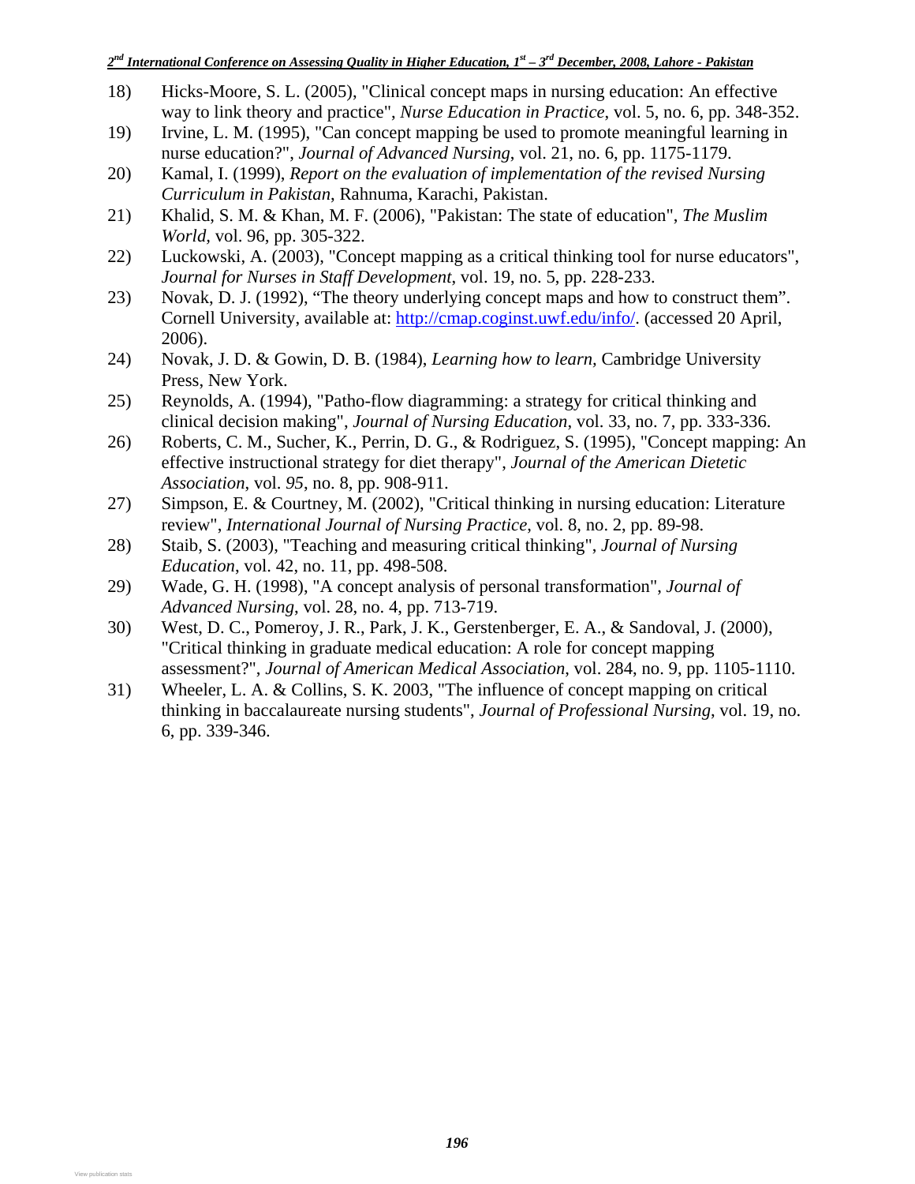18) Hicks-Moore, S. L. (2005), "Clinical concept maps in nursing education: An effective way to link theory and practice", *Nurse Education in Practice*, vol. 5, no. 6, pp. 348-352.

19) Irvine, L. M. (1995), "Can concept mapping be used to promote meaningful learning in nurse education?", *Journal of Advanced Nursing*, vol. 21, no. 6, pp. 1175-1179.

20) Kamal, I. (1999), *Report on the evaluation of implementation of the revised Nursing Curriculum in Pakistan*, Rahnuma, Karachi, Pakistan.

21) Khalid, S. M. & Khan, M. F. (2006), "Pakistan: The state of education", *The Muslim World*, vol. 96, pp. 305-322.

22) Luckowski, A. (2003), "Concept mapping as a critical thinking tool for nurse educators", *Journal for Nurses in Staff Development*, vol. 19, no. 5, pp. 228-233.

23) Novak, D. J. (1992), "The theory underlying concept maps and how to construct them". Cornell University, available at: http://cmap.coginst.uwf.edu/info/. (accessed 20 April, 2006).

24) Novak, J. D. & Gowin, D. B. (1984), *Learning how to learn*, Cambridge University Press, New York.

25) Reynolds, A. (1994), "Patho-flow diagramming: a strategy for critical thinking and clinical decision making", *Journal of Nursing Education*, vol. 33, no. 7, pp. 333-336.

26) Roberts, C. M., Sucher, K., Perrin, D. G., & Rodriguez, S. (1995), "Concept mapping: An effective instructional strategy for diet therapy", *Journal of the American Dietetic Association*, vol. *95*, no. 8, pp. 908-911.

27) Simpson, E. & Courtney, M. (2002), "Critical thinking in nursing education: Literature review", *International Journal of Nursing Practice*, vol. 8, no. 2, pp. 89-98.

28) Staib, S. (2003), "Teaching and measuring critical thinking", *Journal of Nursing Education*, vol. 42, no. 11, pp. 498-508.

29) Wade, G. H. (1998), "A concept analysis of personal transformation", *Journal of Advanced Nursing*, vol. 28, no. 4, pp. 713-719.

30) West, D. C., Pomeroy, J. R., Park, J. K., Gerstenberger, E. A., & Sandoval, J. (2000), "Critical thinking in graduate medical education: A role for concept mapping assessment?", *Journal of American Medical Association*, vol. 284, no. 9, pp. 1105-1110.

31) Wheeler, L. A. & Collins, S. K. 2003, "The influence of concept mapping on critical thinking in baccalaureate nursing students", *Journal of Professional Nursing*, vol. 19, no. 6, pp. 339-346.